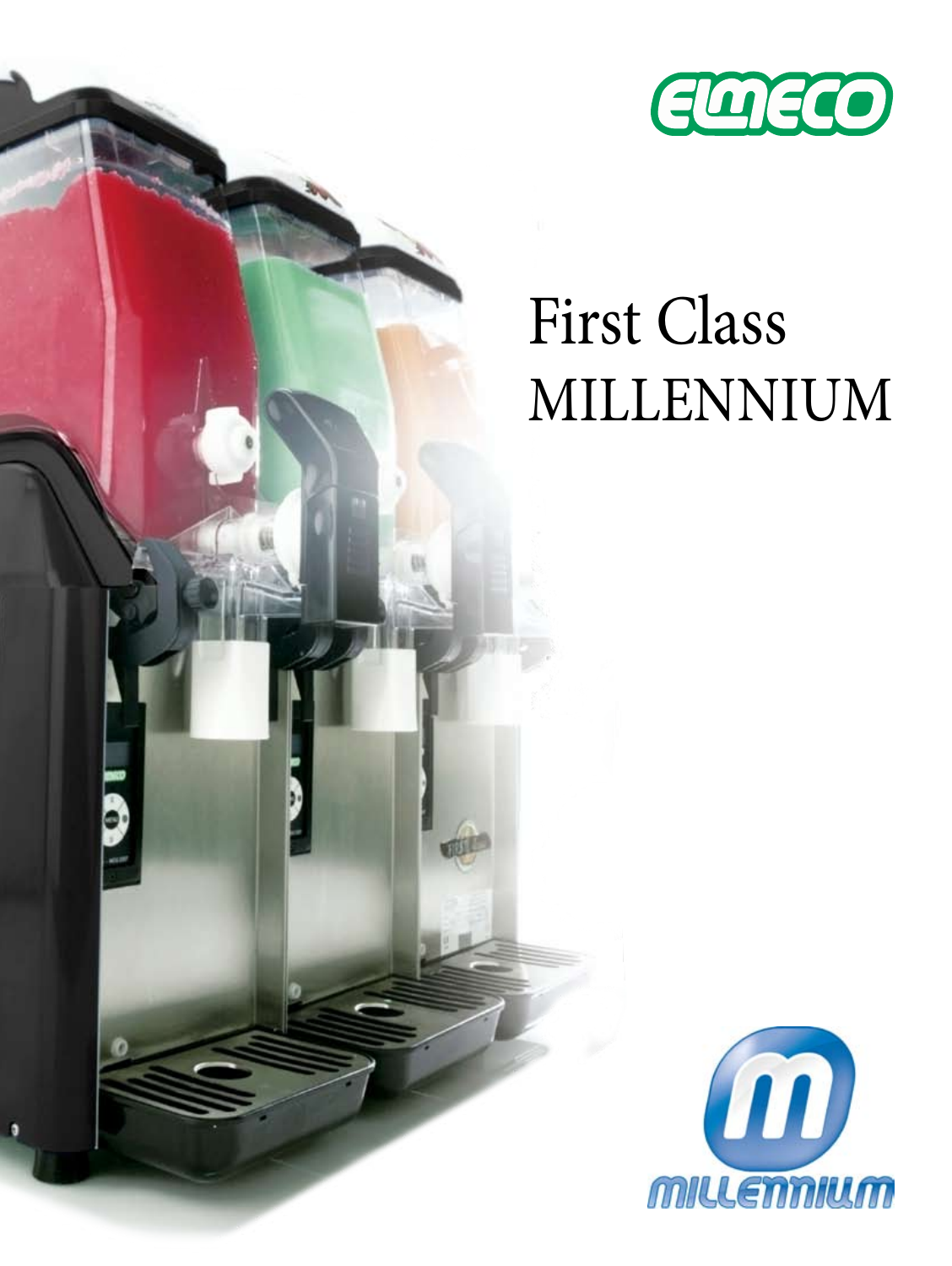ELMECO

# First Class MILLENNIUM

MILLENNIUM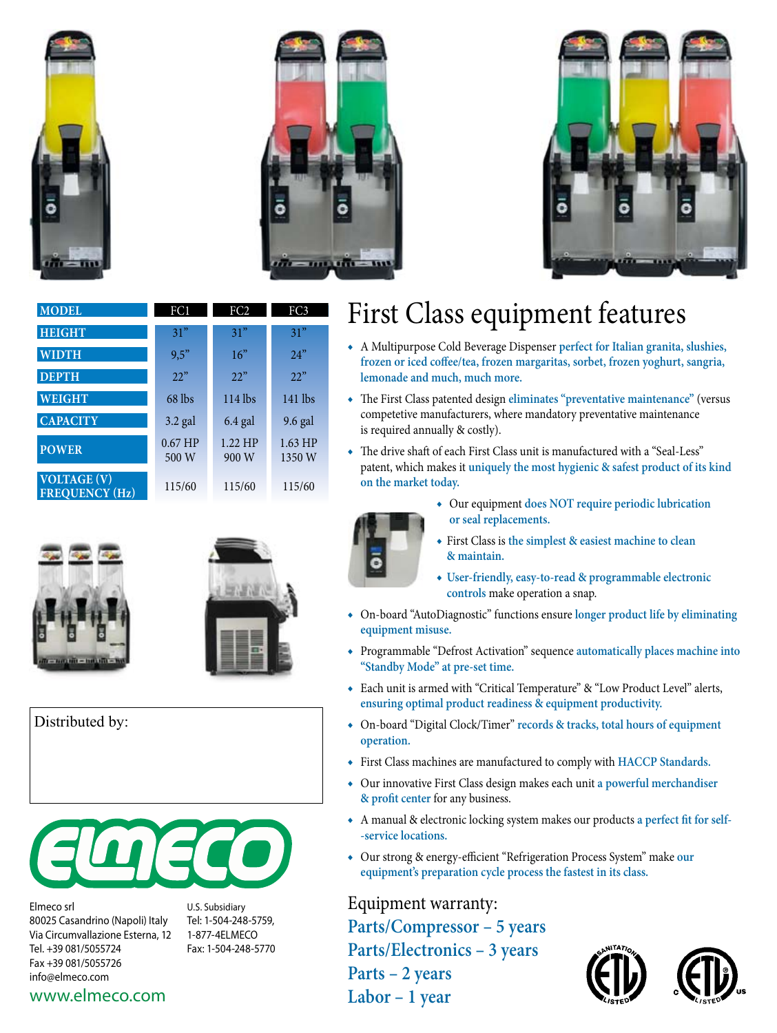| MODEL | FC1 | FC2 | FC3 |
|---|---|---|---|
| HEIGHT | 31” | 31” | 31” |
| WIDTH | 9,5” | 16” | 24” |
| DEPTH | 22” | 22” | 22” |
| WEIGHT | 68 lbs | 114 lbs | 141 lbs |
| CAPACITY | 3.2 gal | 6.4 gal | 9.6 gal |
| POWER | 0.67 HP 500 W | 1.22 HP 900 W | 1.63 HP 1350 W |
| VOLTAGE (V) FREQUENCY (Hz) | 115/60 | 115/60 | 115/60 |

Distributed by:

Elmeco srl
80025 Casandrino (Napoli) Italy
Via Circumvallazione Esterna, 12
Tel. +39 081/5055724
Fax +39 081/5055726
info@elmeco.com

U.S. Subsidiary
Tel: 1-504-248-5759,
1-877-4ELMECO
Fax: 1-504-248-5770

www.elmeco.com

# First Class equipment features

- A Multipurpose Cold Beverage Dispenser perfect for Italian granita, slushies, frozen or iced coffee/tea, frozen margaritas, sorbet, frozen yoghurt, sangria, lemonade and much, much more.
- The First Class patented design eliminates “preventative maintenance” (versus competetive manufacturers, where mandatory preventative maintenance is required annually & costly).
- The drive shaft of each First Class unit is manufactured with a “Seal-Less” patent, which makes it uniquely the most hygienic & safest product of its kind on the market today.
- Our equipment does NOT require periodic lubrication or seal replacements.
- First Class is the simplest & easiest machine to clean & maintain.
- User-friendly, easy-to-read & programmable electronic controls make operation a snap.
- On-board “AutoDiagnostic” functions ensure longer product life by eliminating equipment misuse.
- Programmable “Defrost Activation” sequence automatically places machine into “Standby Mode” at pre-set time.
- Each unit is armed with “Critical Temperature” & “Low Product Level” alerts, ensuring optimal product readiness & equipment productivity.
- On-board “Digital Clock/Timer” records & tracks, total hours of equipment operation.
- First Class machines are manufactured to comply with HACCP Standards.
- Our innovative First Class design makes each unit a powerful merchandiser & profit center for any business.
- A manual & electronic locking system makes our products a perfect fit for self--service locations.
- Our strong & energy-efficient “Refrigeration Process System” make our equipment’s preparation cycle process the fastest in its class.

## Equipment warranty:

**Parts/Compressor – 5 years**
**Parts/Electronics – 3 years**
**Parts – 2 years**
**Labor – 1 year**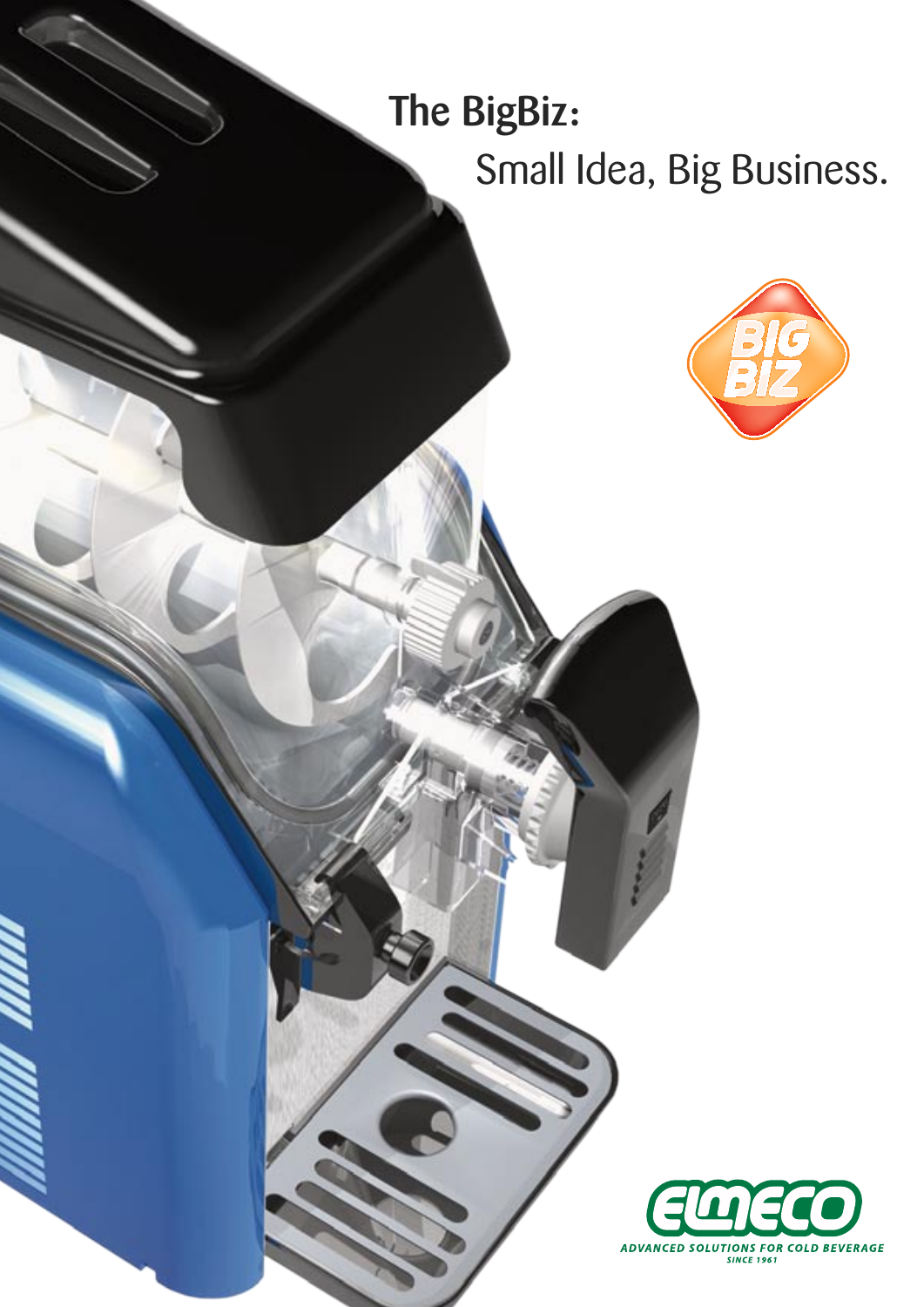# The BigBiz:

## Small Idea, Big Business.

BIG BIZ

ELMECO

ADVANCED SOLUTIONS FOR COLD BEVERAGE

SINCE 1961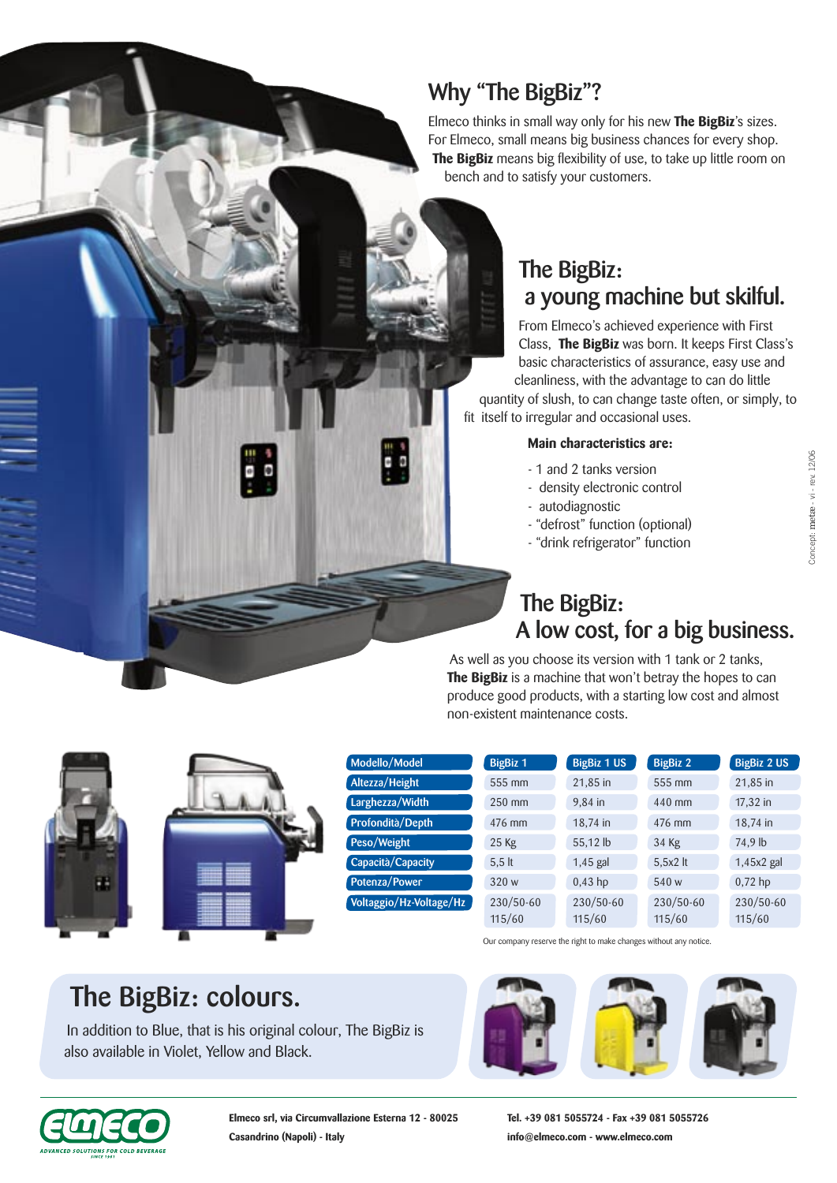## Why "The BigBiz"?

Elmeco thinks in small way only for his new **The BigBiz**'s sizes. For Elmeco, small means big business chances for every shop. **The BigBiz** means big flexibility of use, to take up little room on bench and to satisfy your customers.

## The BigBiz: a young machine but skilful.

From Elmeco's achieved experience with First Class, **The BigBiz** was born. It keeps First Class's basic characteristics of assurance, easy use and cleanliness, with the advantage to can do little quantity of slush, to can change taste often, or simply, to fit itself to irregular and occasional uses.

**Main characteristics are:**

- 1 and 2 tanks version
- density electronic control
- autodiagnostic
- "defrost" function (optional)
- "drink refrigerator" function

## The BigBiz: A low cost, for a big business.

As well as you choose its version with 1 tank or 2 tanks, **The BigBiz** is a machine that won't betray the hopes to can produce good products, with a starting low cost and almost non-existent maintenance costs.

| Modello/Model | BigBiz 1 | BigBiz 1 US | BigBiz 2 | BigBiz 2 US |
|---|---|---|---|---|
| Altezza/Height | 555 mm | 21,85 in | 555 mm | 21,85 in |
| Larghezza/Width | 250 mm | 9,84 in | 440 mm | 17,32 in |
| Profondità/Depth | 476 mm | 18,74 in | 476 mm | 18,74 in |
| Peso/Weight | 25 Kg | 55,12 lb | 34 Kg | 74,9 lb |
| Capacità/Capacity | 5,5 lt | 1,45 gal | 5,5x2 lt | 1,45x2 gal |
| Potenza/Power | 320 w | 0,43 hp | 540 w | 0,72 hp |
| Voltaggio/Hz-Voltage/Hz | 230/50-60 115/60 | 230/50-60 115/60 | 230/50-60 115/60 | 230/50-60 115/60 |

Our company reserve the right to make changes without any notice.

## The BigBiz: colours.

In addition to Blue, that is his original colour, The BigBiz is also available in Violet, Yellow and Black.

Concept: metæ - vi - rev. 12/06

ELMECO — ADVANCED SOLUTIONS FOR COLD BEVERAGE — SINCE 1981

**Elmeco srl, via Circumvallazione Esterna 12 - 80025 Casandrino (Napoli) - Italy**

**Tel. +39 081 5055724 - Fax +39 081 5055726**
**info@elmeco.com - www.elmeco.com**